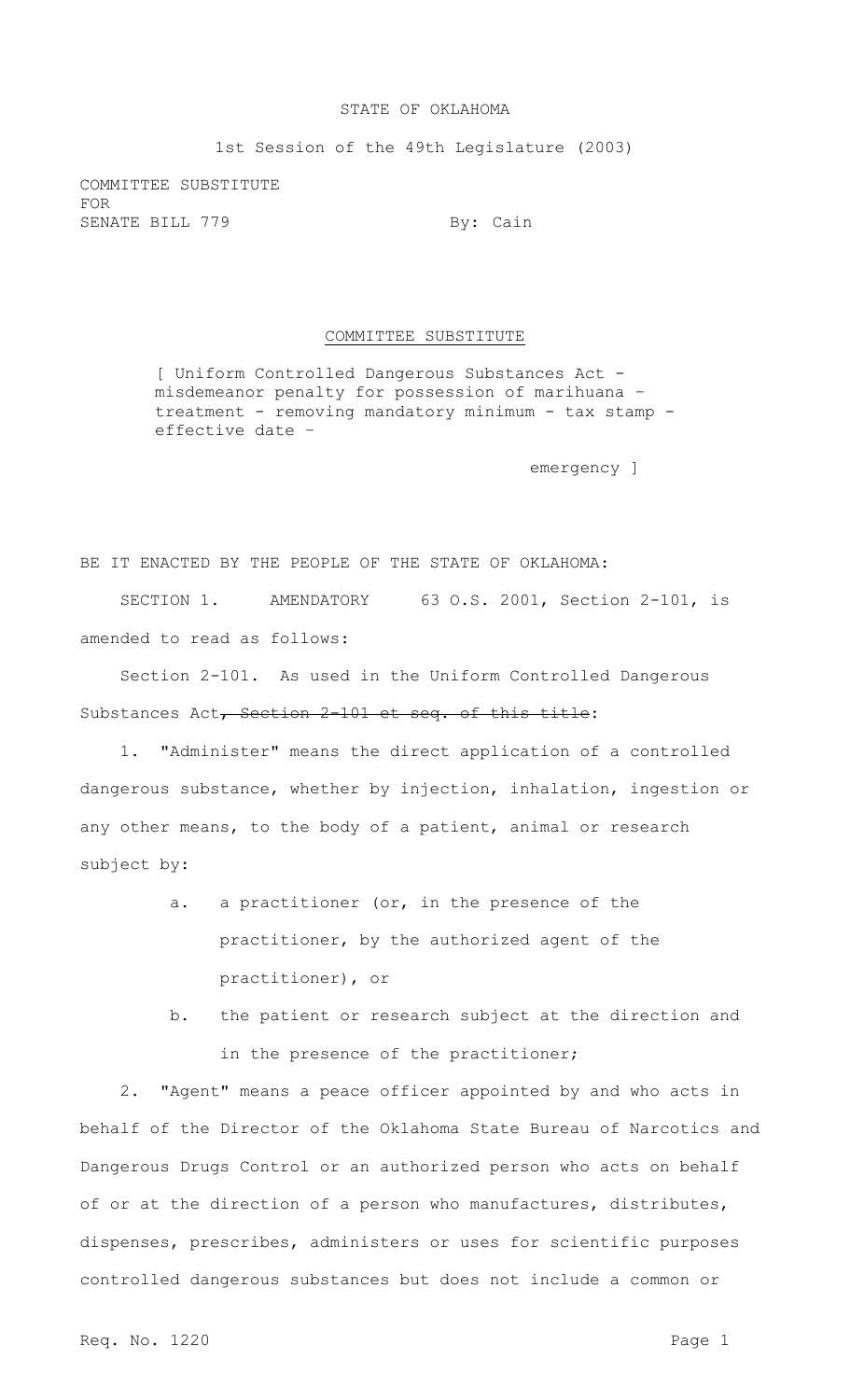STATE OF OKLAHOMA

1st Session of the 49th Legislature (2003)

COMMITTEE SUBSTITUTE
FOR
SENATE BILL 779 By: Cain

COMMITTEE SUBSTITUTE

[ Uniform Controlled Dangerous Substances Act - misdemeanor penalty for possession of marihuana – treatment - removing mandatory minimum - tax stamp - effective date –

emergency ]

BE IT ENACTED BY THE PEOPLE OF THE STATE OF OKLAHOMA:

SECTION 1. AMENDATORY 63 O.S. 2001, Section 2-101, is amended to read as follows:

Section 2-101. As used in the Uniform Controlled Dangerous Substances Act~~, Section 2-101 et seq. of this title~~:

1. "Administer" means the direct application of a controlled dangerous substance, whether by injection, inhalation, ingestion or any other means, to the body of a patient, animal or research subject by:

   a. a practitioner (or, in the presence of the practitioner, by the authorized agent of the practitioner), or

   b. the patient or research subject at the direction and in the presence of the practitioner;

2. "Agent" means a peace officer appointed by and who acts in behalf of the Director of the Oklahoma State Bureau of Narcotics and Dangerous Drugs Control or an authorized person who acts on behalf of or at the direction of a person who manufactures, distributes, dispenses, prescribes, administers or uses for scientific purposes controlled dangerous substances but does not include a common or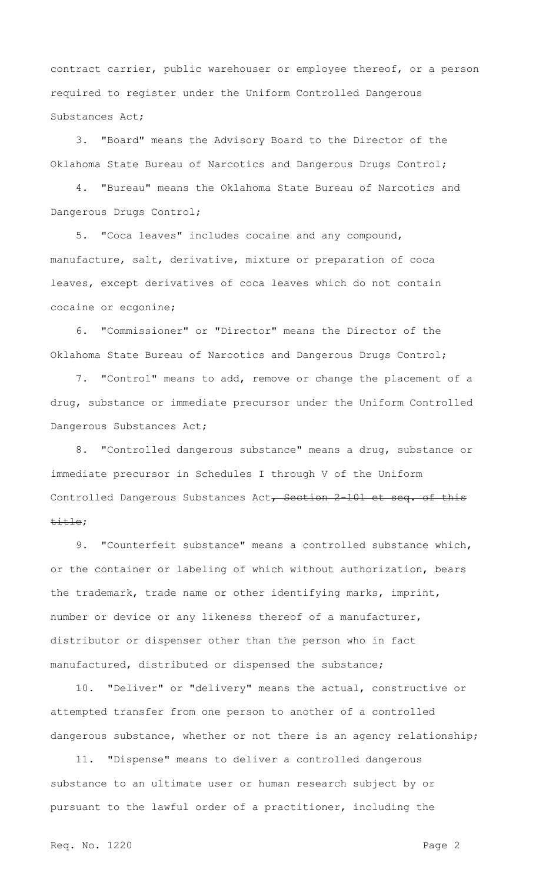contract carrier, public warehouser or employee thereof, or a person required to register under the Uniform Controlled Dangerous Substances Act;

3. "Board" means the Advisory Board to the Director of the Oklahoma State Bureau of Narcotics and Dangerous Drugs Control;

4. "Bureau" means the Oklahoma State Bureau of Narcotics and Dangerous Drugs Control;

5. "Coca leaves" includes cocaine and any compound, manufacture, salt, derivative, mixture or preparation of coca leaves, except derivatives of coca leaves which do not contain cocaine or ecgonine;

6. "Commissioner" or "Director" means the Director of the Oklahoma State Bureau of Narcotics and Dangerous Drugs Control;

7. "Control" means to add, remove or change the placement of a drug, substance or immediate precursor under the Uniform Controlled Dangerous Substances Act;

8. "Controlled dangerous substance" means a drug, substance or immediate precursor in Schedules I through V of the Uniform Controlled Dangerous Substances Act~~, Section 2-101 et seq. of this title~~;

9. "Counterfeit substance" means a controlled substance which, or the container or labeling of which without authorization, bears the trademark, trade name or other identifying marks, imprint, number or device or any likeness thereof of a manufacturer, distributor or dispenser other than the person who in fact manufactured, distributed or dispensed the substance;

10. "Deliver" or "delivery" means the actual, constructive or attempted transfer from one person to another of a controlled dangerous substance, whether or not there is an agency relationship;

11. "Dispense" means to deliver a controlled dangerous substance to an ultimate user or human research subject by or pursuant to the lawful order of a practitioner, including the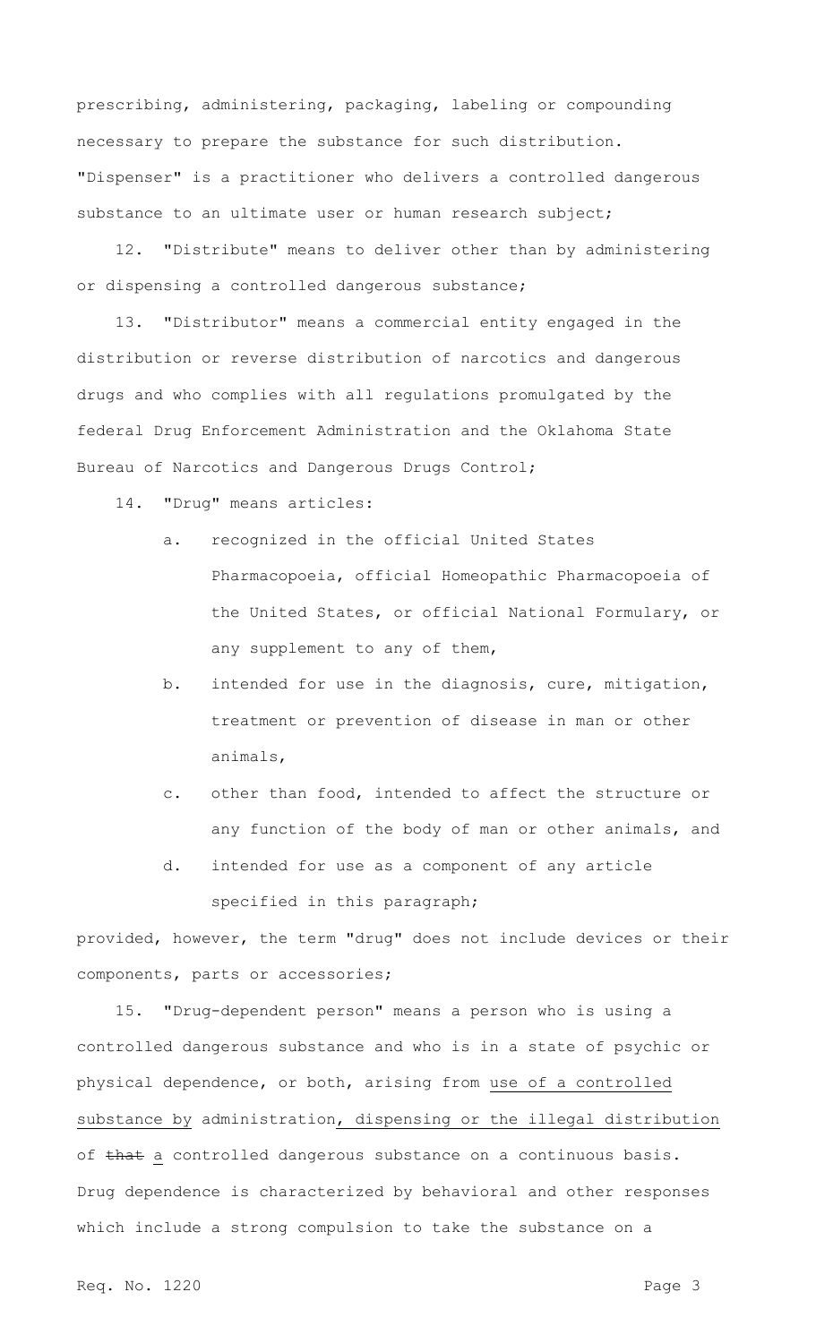prescribing, administering, packaging, labeling or compounding necessary to prepare the substance for such distribution. "Dispenser" is a practitioner who delivers a controlled dangerous substance to an ultimate user or human research subject;

12. "Distribute" means to deliver other than by administering or dispensing a controlled dangerous substance;

13. "Distributor" means a commercial entity engaged in the distribution or reverse distribution of narcotics and dangerous drugs and who complies with all regulations promulgated by the federal Drug Enforcement Administration and the Oklahoma State Bureau of Narcotics and Dangerous Drugs Control;

14. "Drug" means articles:

a. recognized in the official United States Pharmacopoeia, official Homeopathic Pharmacopoeia of the United States, or official National Formulary, or any supplement to any of them,

b. intended for use in the diagnosis, cure, mitigation, treatment or prevention of disease in man or other animals,

c. other than food, intended to affect the structure or any function of the body of man or other animals, and

d. intended for use as a component of any article specified in this paragraph;

provided, however, the term "drug" does not include devices or their components, parts or accessories;

15. "Drug-dependent person" means a person who is using a controlled dangerous substance and who is in a state of psychic or physical dependence, or both, arising from <u>use of a controlled substance by</u> administration<u>, dispensing or the illegal distribution</u> of ~~that~~ <u>a</u> controlled dangerous substance on a continuous basis. Drug dependence is characterized by behavioral and other responses which include a strong compulsion to take the substance on a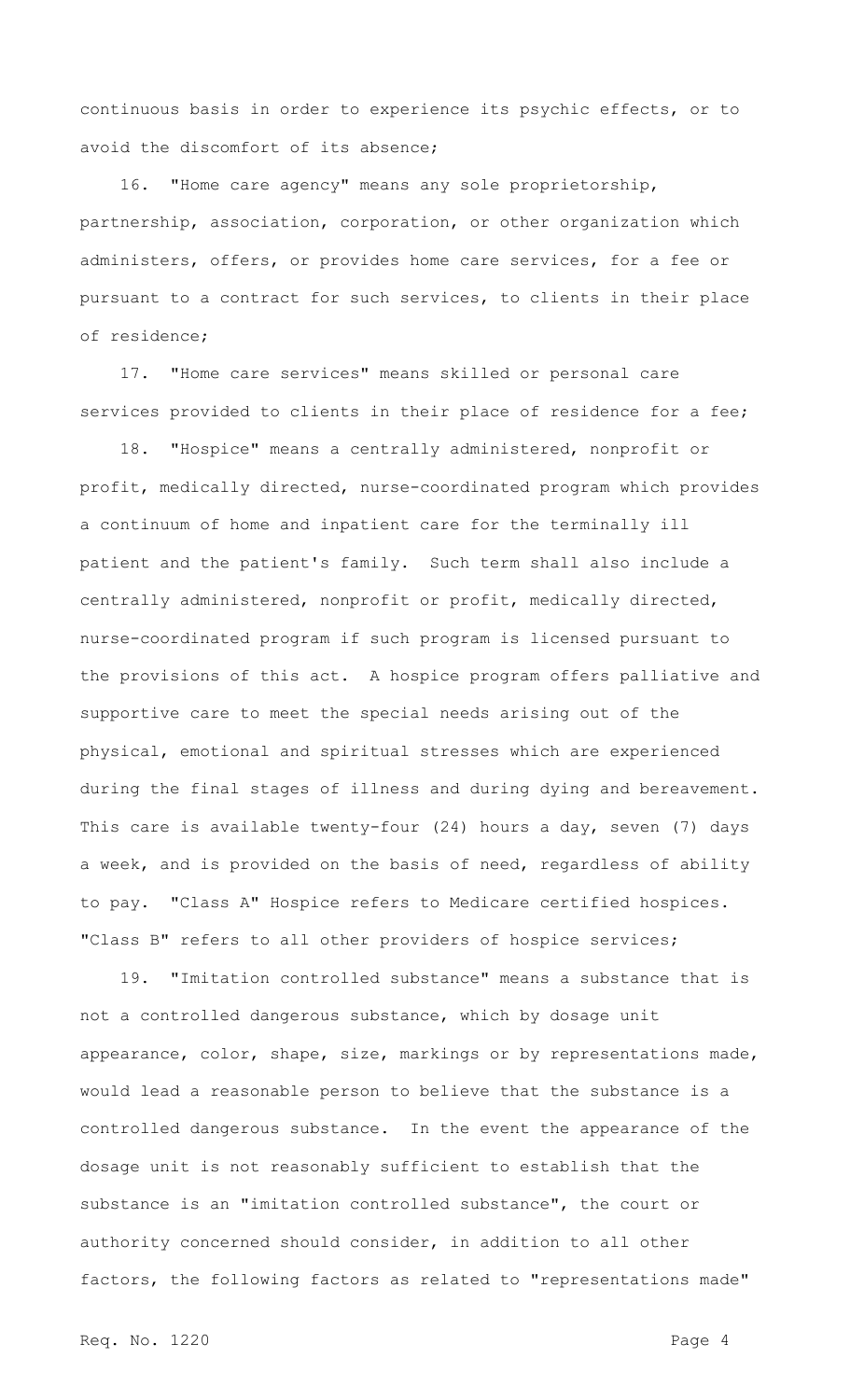continuous basis in order to experience its psychic effects, or to avoid the discomfort of its absence;

16. "Home care agency" means any sole proprietorship, partnership, association, corporation, or other organization which administers, offers, or provides home care services, for a fee or pursuant to a contract for such services, to clients in their place of residence;

17. "Home care services" means skilled or personal care services provided to clients in their place of residence for a fee;

18. "Hospice" means a centrally administered, nonprofit or profit, medically directed, nurse-coordinated program which provides a continuum of home and inpatient care for the terminally ill patient and the patient's family. Such term shall also include a centrally administered, nonprofit or profit, medically directed, nurse-coordinated program if such program is licensed pursuant to the provisions of this act. A hospice program offers palliative and supportive care to meet the special needs arising out of the physical, emotional and spiritual stresses which are experienced during the final stages of illness and during dying and bereavement. This care is available twenty-four (24) hours a day, seven (7) days a week, and is provided on the basis of need, regardless of ability to pay. "Class A" Hospice refers to Medicare certified hospices. "Class B" refers to all other providers of hospice services;

19. "Imitation controlled substance" means a substance that is not a controlled dangerous substance, which by dosage unit appearance, color, shape, size, markings or by representations made, would lead a reasonable person to believe that the substance is a controlled dangerous substance. In the event the appearance of the dosage unit is not reasonably sufficient to establish that the substance is an "imitation controlled substance", the court or authority concerned should consider, in addition to all other factors, the following factors as related to "representations made"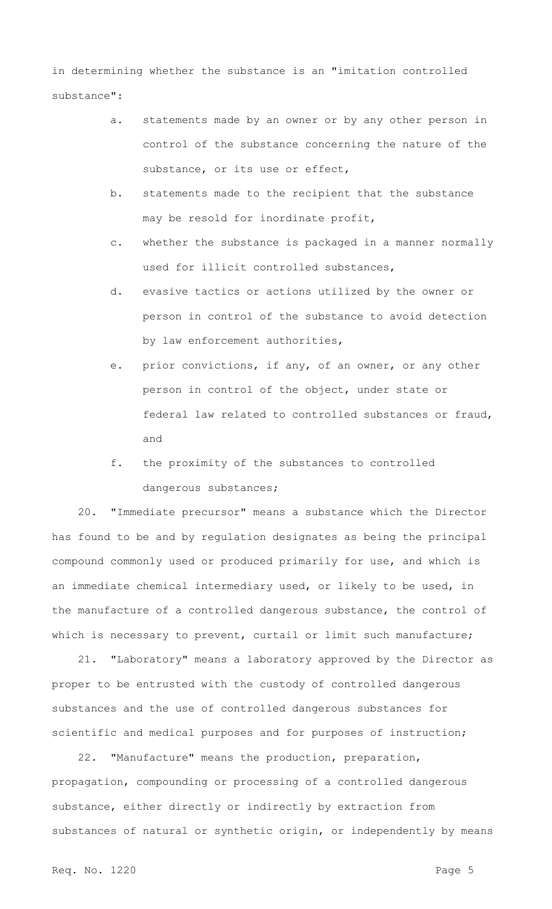in determining whether the substance is an "imitation controlled substance":

a. statements made by an owner or by any other person in control of the substance concerning the nature of the substance, or its use or effect,

b. statements made to the recipient that the substance may be resold for inordinate profit,

c. whether the substance is packaged in a manner normally used for illicit controlled substances,

d. evasive tactics or actions utilized by the owner or person in control of the substance to avoid detection by law enforcement authorities,

e. prior convictions, if any, of an owner, or any other person in control of the object, under state or federal law related to controlled substances or fraud, and

f. the proximity of the substances to controlled dangerous substances;

20. "Immediate precursor" means a substance which the Director has found to be and by regulation designates as being the principal compound commonly used or produced primarily for use, and which is an immediate chemical intermediary used, or likely to be used, in the manufacture of a controlled dangerous substance, the control of which is necessary to prevent, curtail or limit such manufacture;

21. "Laboratory" means a laboratory approved by the Director as proper to be entrusted with the custody of controlled dangerous substances and the use of controlled dangerous substances for scientific and medical purposes and for purposes of instruction;

22. "Manufacture" means the production, preparation, propagation, compounding or processing of a controlled dangerous substance, either directly or indirectly by extraction from substances of natural or synthetic origin, or independently by means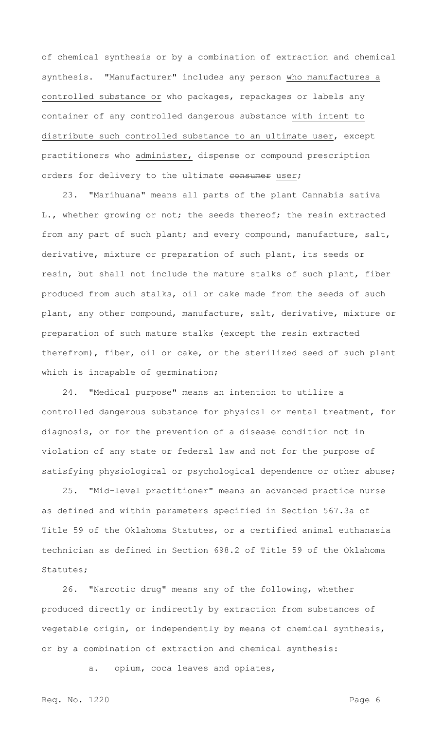of chemical synthesis or by a combination of extraction and chemical synthesis. "Manufacturer" includes any person who manufactures a controlled substance or who packages, repackages or labels any container of any controlled dangerous substance with intent to distribute such controlled substance to an ultimate user, except practitioners who administer, dispense or compound prescription orders for delivery to the ultimate ~~consumer~~ user;

23. "Marihuana" means all parts of the plant Cannabis sativa L., whether growing or not; the seeds thereof; the resin extracted from any part of such plant; and every compound, manufacture, salt, derivative, mixture or preparation of such plant, its seeds or resin, but shall not include the mature stalks of such plant, fiber produced from such stalks, oil or cake made from the seeds of such plant, any other compound, manufacture, salt, derivative, mixture or preparation of such mature stalks (except the resin extracted therefrom), fiber, oil or cake, or the sterilized seed of such plant which is incapable of germination;

24. "Medical purpose" means an intention to utilize a controlled dangerous substance for physical or mental treatment, for diagnosis, or for the prevention of a disease condition not in violation of any state or federal law and not for the purpose of satisfying physiological or psychological dependence or other abuse;

25. "Mid-level practitioner" means an advanced practice nurse as defined and within parameters specified in Section 567.3a of Title 59 of the Oklahoma Statutes, or a certified animal euthanasia technician as defined in Section 698.2 of Title 59 of the Oklahoma Statutes;

26. "Narcotic drug" means any of the following, whether produced directly or indirectly by extraction from substances of vegetable origin, or independently by means of chemical synthesis, or by a combination of extraction and chemical synthesis:

a. opium, coca leaves and opiates,

Req. No. 1220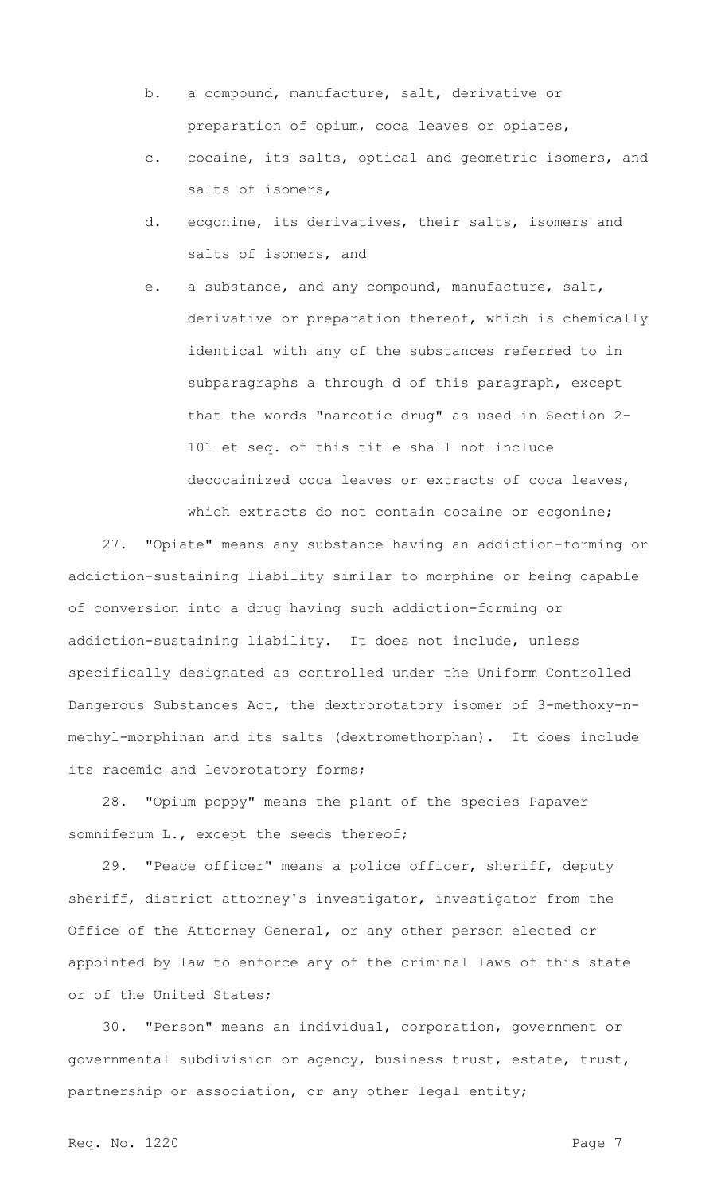b. a compound, manufacture, salt, derivative or preparation of opium, coca leaves or opiates,

c. cocaine, its salts, optical and geometric isomers, and salts of isomers,

d. ecgonine, its derivatives, their salts, isomers and salts of isomers, and

e. a substance, and any compound, manufacture, salt, derivative or preparation thereof, which is chemically identical with any of the substances referred to in subparagraphs a through d of this paragraph, except that the words "narcotic drug" as used in Section 2-101 et seq. of this title shall not include decocainized coca leaves or extracts of coca leaves, which extracts do not contain cocaine or ecgonine;

27. "Opiate" means any substance having an addiction-forming or addiction-sustaining liability similar to morphine or being capable of conversion into a drug having such addiction-forming or addiction-sustaining liability. It does not include, unless specifically designated as controlled under the Uniform Controlled Dangerous Substances Act, the dextrorotatory isomer of 3-methoxy-n-methyl-morphinan and its salts (dextromethorphan). It does include its racemic and levorotatory forms;

28. "Opium poppy" means the plant of the species Papaver somniferum L., except the seeds thereof;

29. "Peace officer" means a police officer, sheriff, deputy sheriff, district attorney's investigator, investigator from the Office of the Attorney General, or any other person elected or appointed by law to enforce any of the criminal laws of this state or of the United States;

30. "Person" means an individual, corporation, government or governmental subdivision or agency, business trust, estate, trust, partnership or association, or any other legal entity;

Req. No. 1220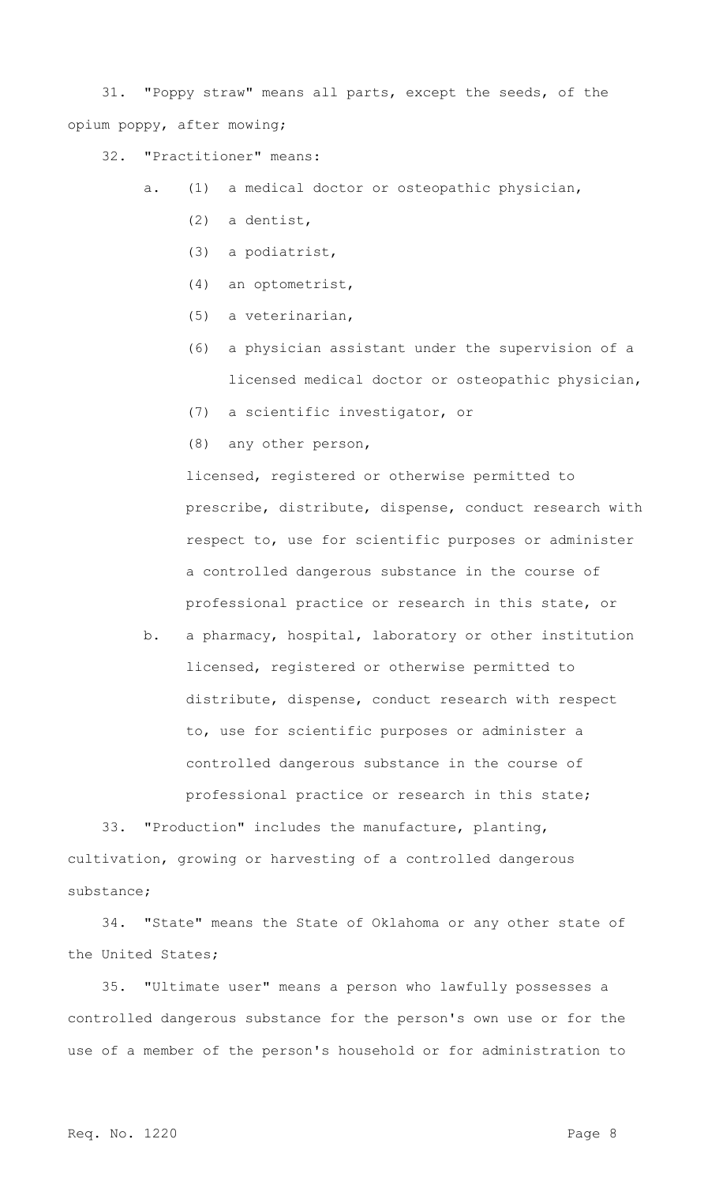31. "Poppy straw" means all parts, except the seeds, of the opium poppy, after mowing;

32. "Practitioner" means:

a. (1) a medical doctor or osteopathic physician,

(2) a dentist,

(3) a podiatrist,

(4) an optometrist,

(5) a veterinarian,

(6) a physician assistant under the supervision of a licensed medical doctor or osteopathic physician,

(7) a scientific investigator, or

(8) any other person,

licensed, registered or otherwise permitted to prescribe, distribute, dispense, conduct research with respect to, use for scientific purposes or administer a controlled dangerous substance in the course of professional practice or research in this state, or

b. a pharmacy, hospital, laboratory or other institution licensed, registered or otherwise permitted to distribute, dispense, conduct research with respect to, use for scientific purposes or administer a controlled dangerous substance in the course of professional practice or research in this state;

33. "Production" includes the manufacture, planting, cultivation, growing or harvesting of a controlled dangerous substance;

34. "State" means the State of Oklahoma or any other state of the United States;

35. "Ultimate user" means a person who lawfully possesses a controlled dangerous substance for the person's own use or for the use of a member of the person's household or for administration to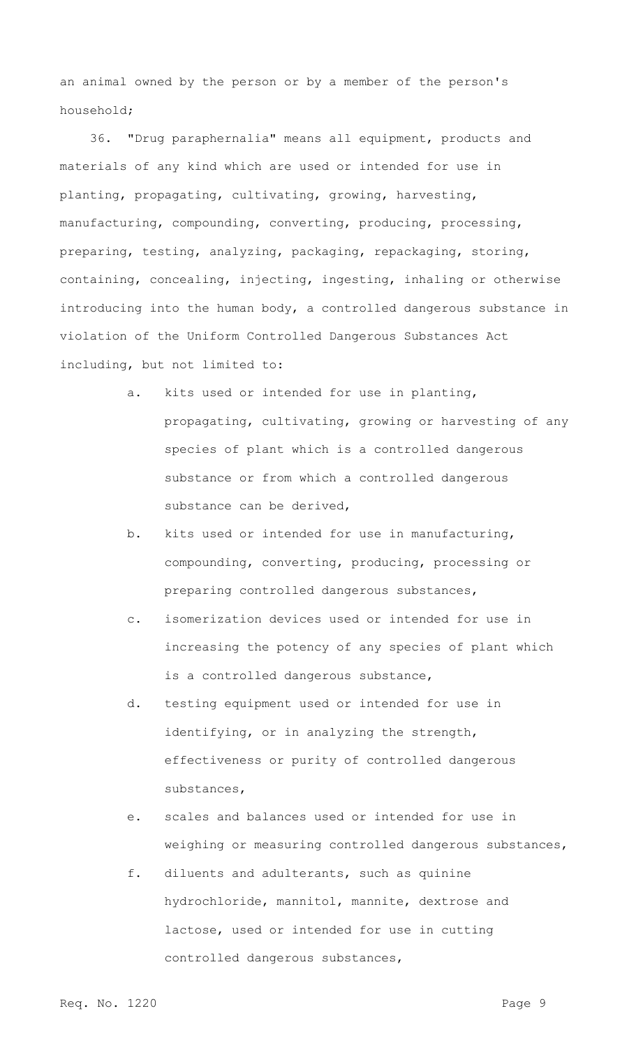an animal owned by the person or by a member of the person's household;

36. "Drug paraphernalia" means all equipment, products and materials of any kind which are used or intended for use in planting, propagating, cultivating, growing, harvesting, manufacturing, compounding, converting, producing, processing, preparing, testing, analyzing, packaging, repackaging, storing, containing, concealing, injecting, ingesting, inhaling or otherwise introducing into the human body, a controlled dangerous substance in violation of the Uniform Controlled Dangerous Substances Act including, but not limited to:

a. kits used or intended for use in planting, propagating, cultivating, growing or harvesting of any species of plant which is a controlled dangerous substance or from which a controlled dangerous substance can be derived,

b. kits used or intended for use in manufacturing, compounding, converting, producing, processing or preparing controlled dangerous substances,

c. isomerization devices used or intended for use in increasing the potency of any species of plant which is a controlled dangerous substance,

d. testing equipment used or intended for use in identifying, or in analyzing the strength, effectiveness or purity of controlled dangerous substances,

e. scales and balances used or intended for use in weighing or measuring controlled dangerous substances,

f. diluents and adulterants, such as quinine hydrochloride, mannitol, mannite, dextrose and lactose, used or intended for use in cutting controlled dangerous substances,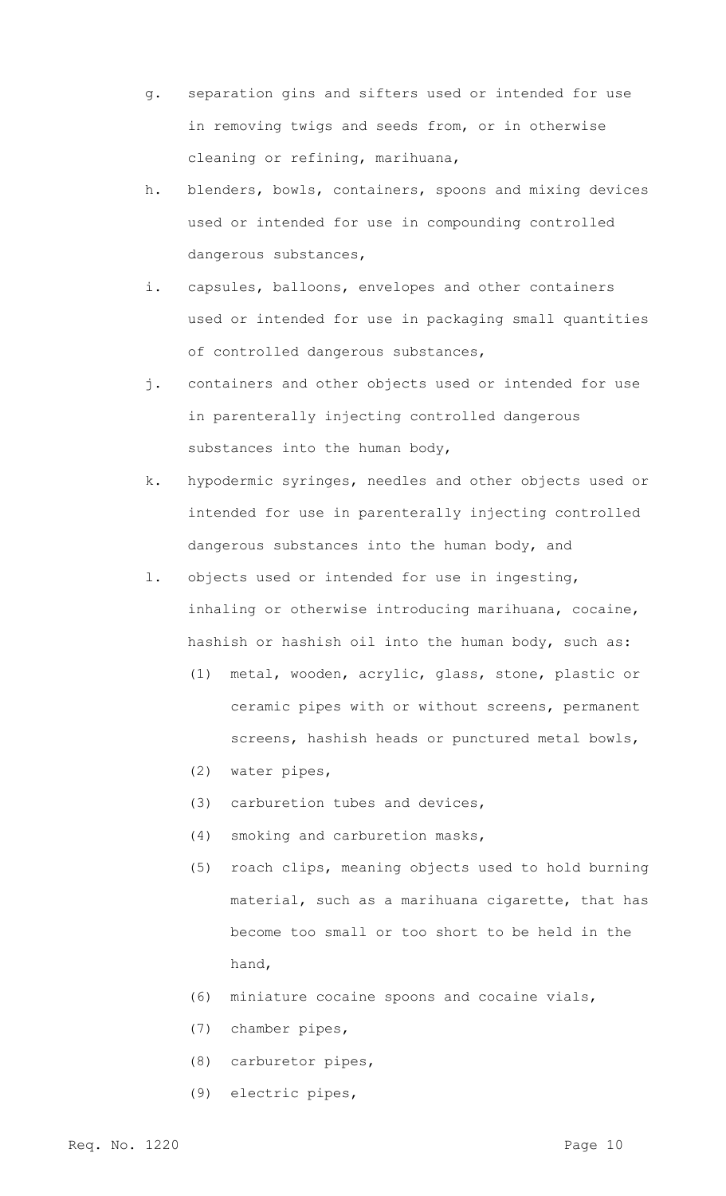g. separation gins and sifters used or intended for use in removing twigs and seeds from, or in otherwise cleaning or refining, marihuana,

h. blenders, bowls, containers, spoons and mixing devices used or intended for use in compounding controlled dangerous substances,

i. capsules, balloons, envelopes and other containers used or intended for use in packaging small quantities of controlled dangerous substances,

j. containers and other objects used or intended for use in parenterally injecting controlled dangerous substances into the human body,

k. hypodermic syringes, needles and other objects used or intended for use in parenterally injecting controlled dangerous substances into the human body, and

l. objects used or intended for use in ingesting, inhaling or otherwise introducing marihuana, cocaine, hashish or hashish oil into the human body, such as:

   (1) metal, wooden, acrylic, glass, stone, plastic or ceramic pipes with or without screens, permanent screens, hashish heads or punctured metal bowls,

   (2) water pipes,

   (3) carburetion tubes and devices,

   (4) smoking and carburetion masks,

   (5) roach clips, meaning objects used to hold burning material, such as a marihuana cigarette, that has become too small or too short to be held in the hand,

   (6) miniature cocaine spoons and cocaine vials,

   (7) chamber pipes,

   (8) carburetor pipes,

   (9) electric pipes,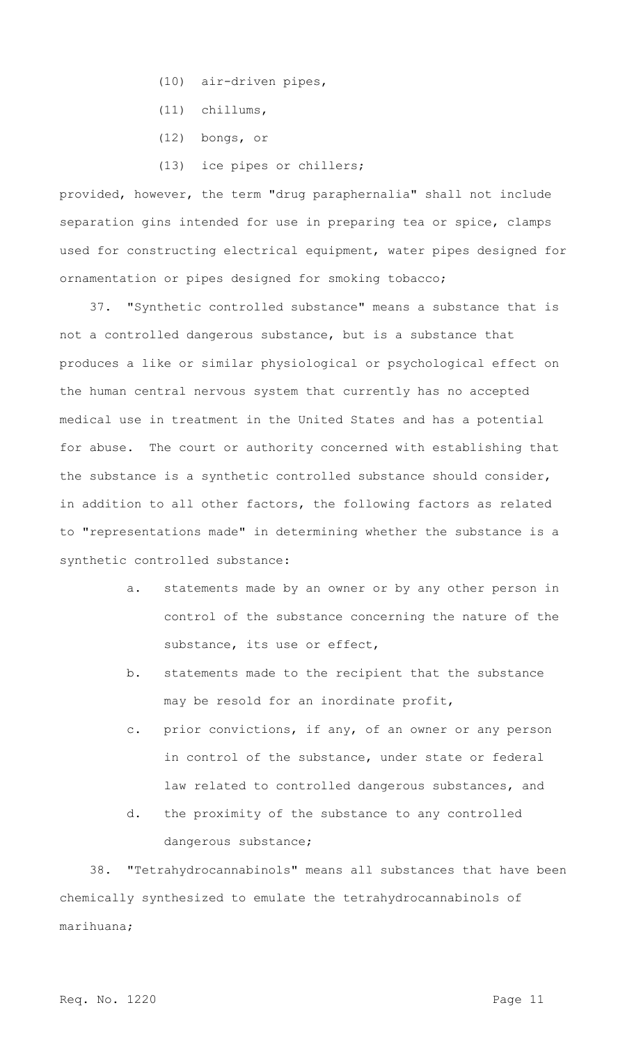(10) air-driven pipes,

(11) chillums,

(12) bongs, or

(13) ice pipes or chillers;

provided, however, the term "drug paraphernalia" shall not include separation gins intended for use in preparing tea or spice, clamps used for constructing electrical equipment, water pipes designed for ornamentation or pipes designed for smoking tobacco;

37. "Synthetic controlled substance" means a substance that is not a controlled dangerous substance, but is a substance that produces a like or similar physiological or psychological effect on the human central nervous system that currently has no accepted medical use in treatment in the United States and has a potential for abuse. The court or authority concerned with establishing that the substance is a synthetic controlled substance should consider, in addition to all other factors, the following factors as related to "representations made" in determining whether the substance is a synthetic controlled substance:

a. statements made by an owner or by any other person in control of the substance concerning the nature of the substance, its use or effect,

b. statements made to the recipient that the substance may be resold for an inordinate profit,

c. prior convictions, if any, of an owner or any person in control of the substance, under state or federal law related to controlled dangerous substances, and

d. the proximity of the substance to any controlled dangerous substance;

38. "Tetrahydrocannabinols" means all substances that have been chemically synthesized to emulate the tetrahydrocannabinols of marihuana;

Req. No. 1220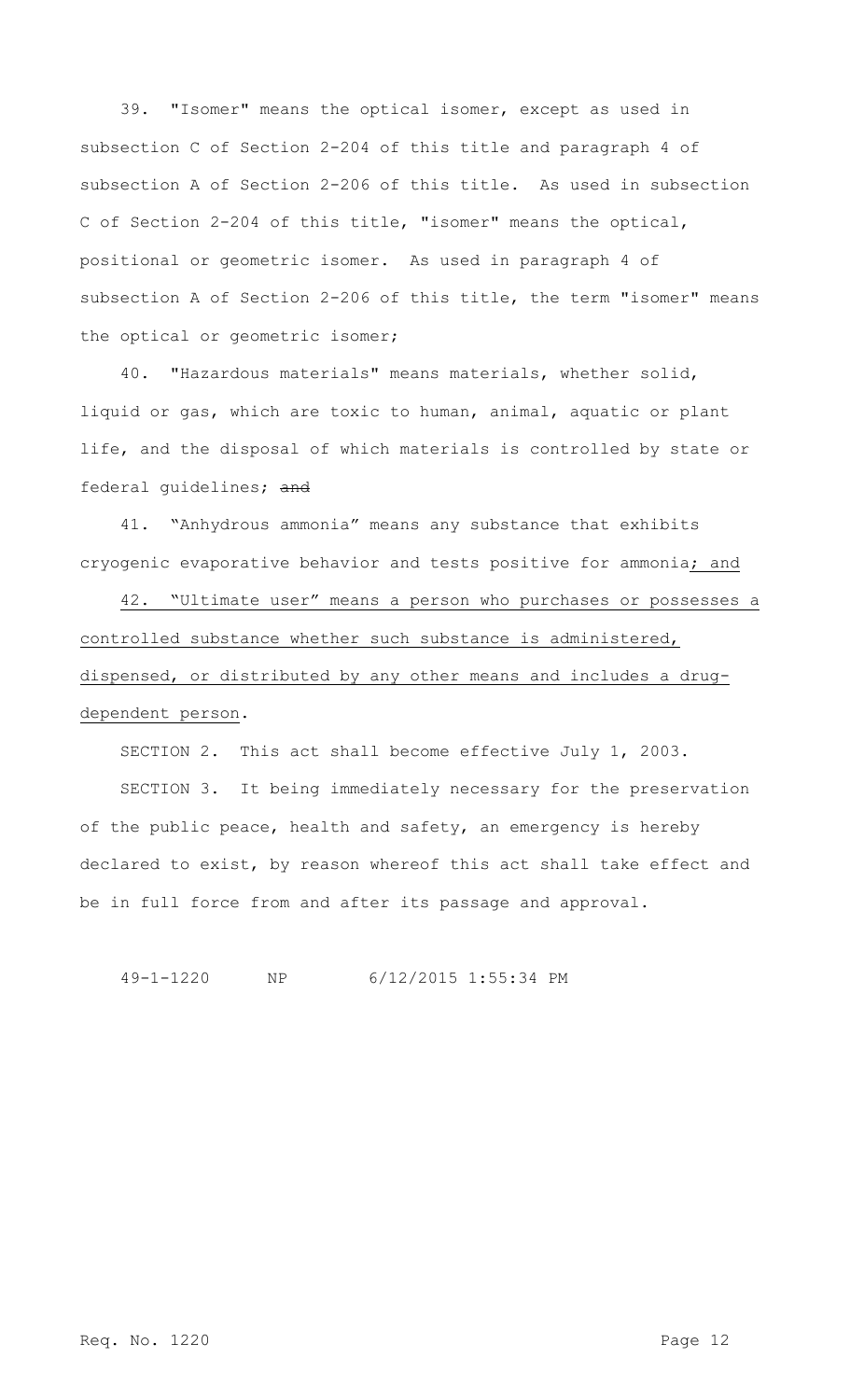39. "Isomer" means the optical isomer, except as used in subsection C of Section 2-204 of this title and paragraph 4 of subsection A of Section 2-206 of this title. As used in subsection C of Section 2-204 of this title, "isomer" means the optical, positional or geometric isomer. As used in paragraph 4 of subsection A of Section 2-206 of this title, the term "isomer" means the optical or geometric isomer;

40. "Hazardous materials" means materials, whether solid, liquid or gas, which are toxic to human, animal, aquatic or plant life, and the disposal of which materials is controlled by state or federal guidelines; ~~and~~

41. "Anhydrous ammonia" means any substance that exhibits cryogenic evaporative behavior and tests positive for ammonia<u>; and</u>

<u>42. "Ultimate user" means a person who purchases or possesses a controlled substance whether such substance is administered, dispensed, or distributed by any other means and includes a drug-dependent person</u>.

SECTION 2. This act shall become effective July 1, 2003.

SECTION 3. It being immediately necessary for the preservation of the public peace, health and safety, an emergency is hereby declared to exist, by reason whereof this act shall take effect and be in full force from and after its passage and approval.

49-1-1220 NP 6/12/2015 1:55:34 PM